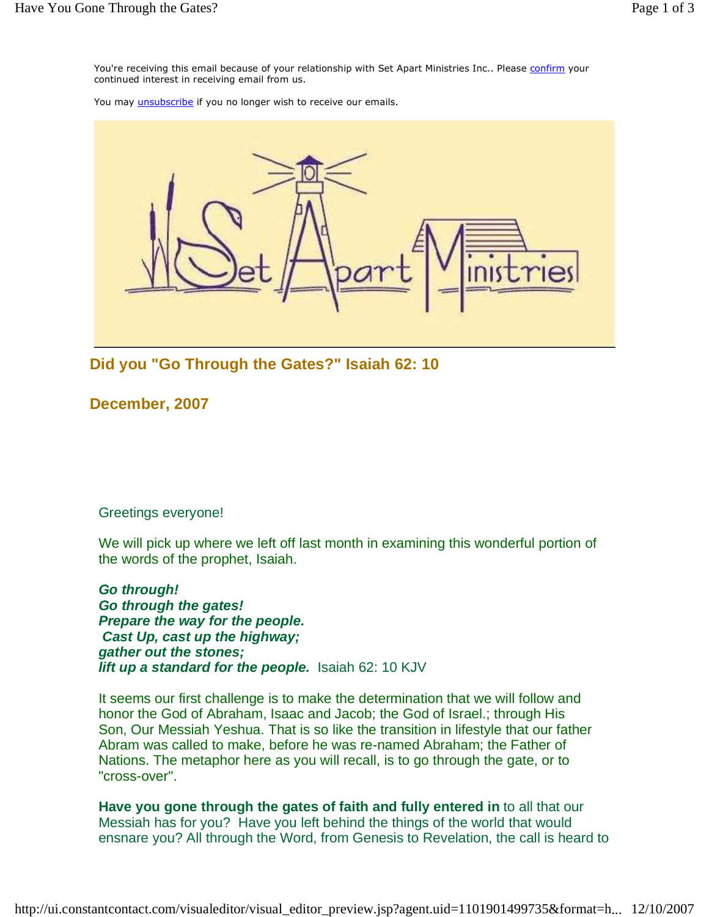You're receiving this email because of your relationship with Set Apart Ministries Inc.. Please confirm your continued interest in receiving email from us.

You may unsubscribe if you no longer wish to receive our emails.

## Did you "Go Through the Gates?" Isaiah 62: 10

## December, 2007

Greetings everyone!

We will pick up where we left off last month in examining this wonderful portion of the words of the prophet, Isaiah.

***Go through!***
***Go through the gates!***
***Prepare the way for the people.***
***Cast Up, cast up the highway;***
***gather out the stones;***
***lift up a standard for the people.*** Isaiah 62: 10 KJV

It seems our first challenge is to make the determination that we will follow and honor the God of Abraham, Isaac and Jacob; the God of Israel.; through His Son, Our Messiah Yeshua. That is so like the transition in lifestyle that our father Abram was called to make, before he was re-named Abraham; the Father of Nations. The metaphor here as you will recall, is to go through the gate, or to "cross-over".

**Have you gone through the gates of faith and fully entered in** to all that our Messiah has for you? Have you left behind the things of the world that would ensnare you? All through the Word, from Genesis to Revelation, the call is heard to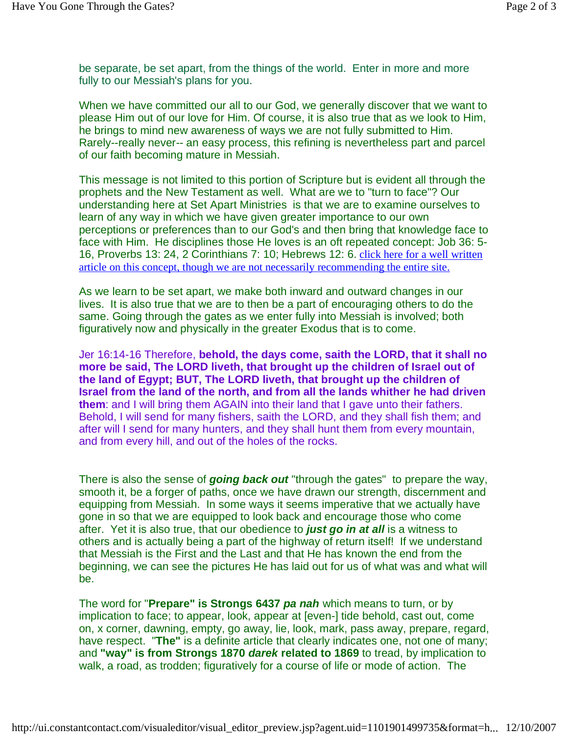be separate, be set apart, from the things of the world. Enter in more and more fully to our Messiah's plans for you.

When we have committed our all to our God, we generally discover that we want to please Him out of our love for Him. Of course, it is also true that as we look to Him, he brings to mind new awareness of ways we are not fully submitted to Him. Rarely--really never-- an easy process, this refining is nevertheless part and parcel of our faith becoming mature in Messiah.

This message is not limited to this portion of Scripture but is evident all through the prophets and the New Testament as well. What are we to "turn to face"? Our understanding here at Set Apart Ministries is that we are to examine ourselves to learn of any way in which we have given greater importance to our own perceptions or preferences than to our God's and then bring that knowledge face to face with Him. He disciplines those He loves is an oft repeated concept: Job 36: 5-16, Proverbs 13: 24, 2 Corinthians 7: 10; Hebrews 12: 6. click here for a well written article on this concept, though we are not necessarily recommending the entire site.

As we learn to be set apart, we make both inward and outward changes in our lives. It is also true that we are to then be a part of encouraging others to do the same. Going through the gates as we enter fully into Messiah is involved; both figuratively now and physically in the greater Exodus that is to come.

Jer 16:14-16 Therefore, **behold, the days come, saith the LORD, that it shall no more be said, The LORD liveth, that brought up the children of Israel out of the land of Egypt; BUT, The LORD liveth, that brought up the children of Israel from the land of the north, and from all the lands whither he had driven them**: and I will bring them AGAIN into their land that I gave unto their fathers. Behold, I will send for many fishers, saith the LORD, and they shall fish them; and after will I send for many hunters, and they shall hunt them from every mountain, and from every hill, and out of the holes of the rocks.

There is also the sense of ***going back out*** "through the gates" to prepare the way, smooth it, be a forger of paths, once we have drawn our strength, discernment and equipping from Messiah. In some ways it seems imperative that we actually have gone in so that we are equipped to look back and encourage those who come after. Yet it is also true, that our obedience to ***just go in at all*** is a witness to others and is actually being a part of the highway of return itself! If we understand that Messiah is the First and the Last and that He has known the end from the beginning, we can see the pictures He has laid out for us of what was and what will be.

The word for "**Prepare" is Strongs 6437 *pa nah*** which means to turn, or by implication to face; to appear, look, appear at [even-] tide behold, cast out, come on, x corner, dawning, empty, go away, lie, look, mark, pass away, prepare, regard, have respect. "**The"** is a definite article that clearly indicates one, not one of many; and **"way" is from Strongs 1870 *darek* related to 1869** to tread, by implication to walk, a road, as trodden; figuratively for a course of life or mode of action. The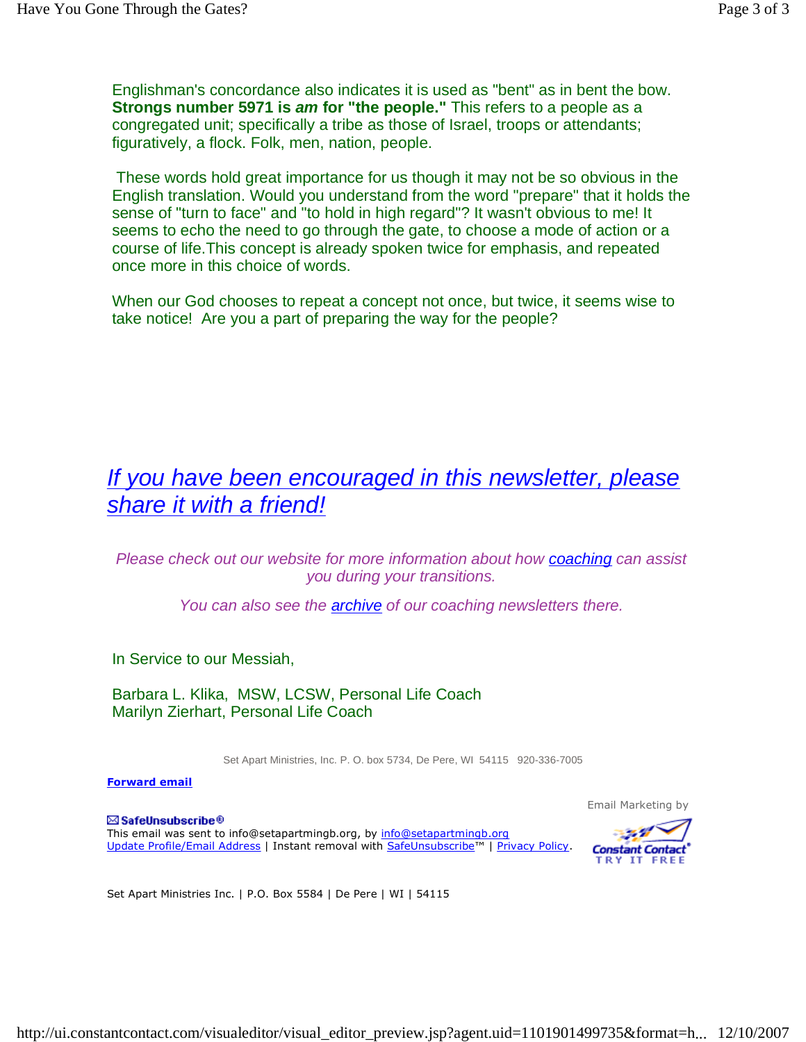Englishman's concordance also indicates it is used as "bent" as in bent the bow. **Strongs number 5971 is *am* for "the people."** This refers to a people as a congregated unit; specifically a tribe as those of Israel, troops or attendants; figuratively, a flock. Folk, men, nation, people.

These words hold great importance for us though it may not be so obvious in the English translation. Would you understand from the word "prepare" that it holds the sense of "turn to face" and "to hold in high regard"? It wasn't obvious to me! It seems to echo the need to go through the gate, to choose a mode of action or a course of life.This concept is already spoken twice for emphasis, and repeated once more in this choice of words.

When our God chooses to repeat a concept not once, but twice, it seems wise to take notice! Are you a part of preparing the way for the people?

## *If you have been encouraged in this newsletter, please share it with a friend!*

*Please check out our website for more information about how coaching can assist you during your transitions.*

*You can also see the archive of our coaching newsletters there.*

In Service to our Messiah,

Barbara L. Klika, MSW, LCSW, Personal Life Coach
Marilyn Zierhart, Personal Life Coach

Set Apart Ministries, Inc. P. O. box 5734, De Pere, WI 54115 920-336-7005

**Forward email**

Email Marketing by

Constant Contact TRY IT FREE

**SafeUnsubscribe®**
This email was sent to info@setapartmingb.org, by info@setapartmingb.org
Update Profile/Email Address | Instant removal with SafeUnsubscribe™ | Privacy Policy.

Set Apart Ministries Inc. | P.O. Box 5584 | De Pere | WI | 54115